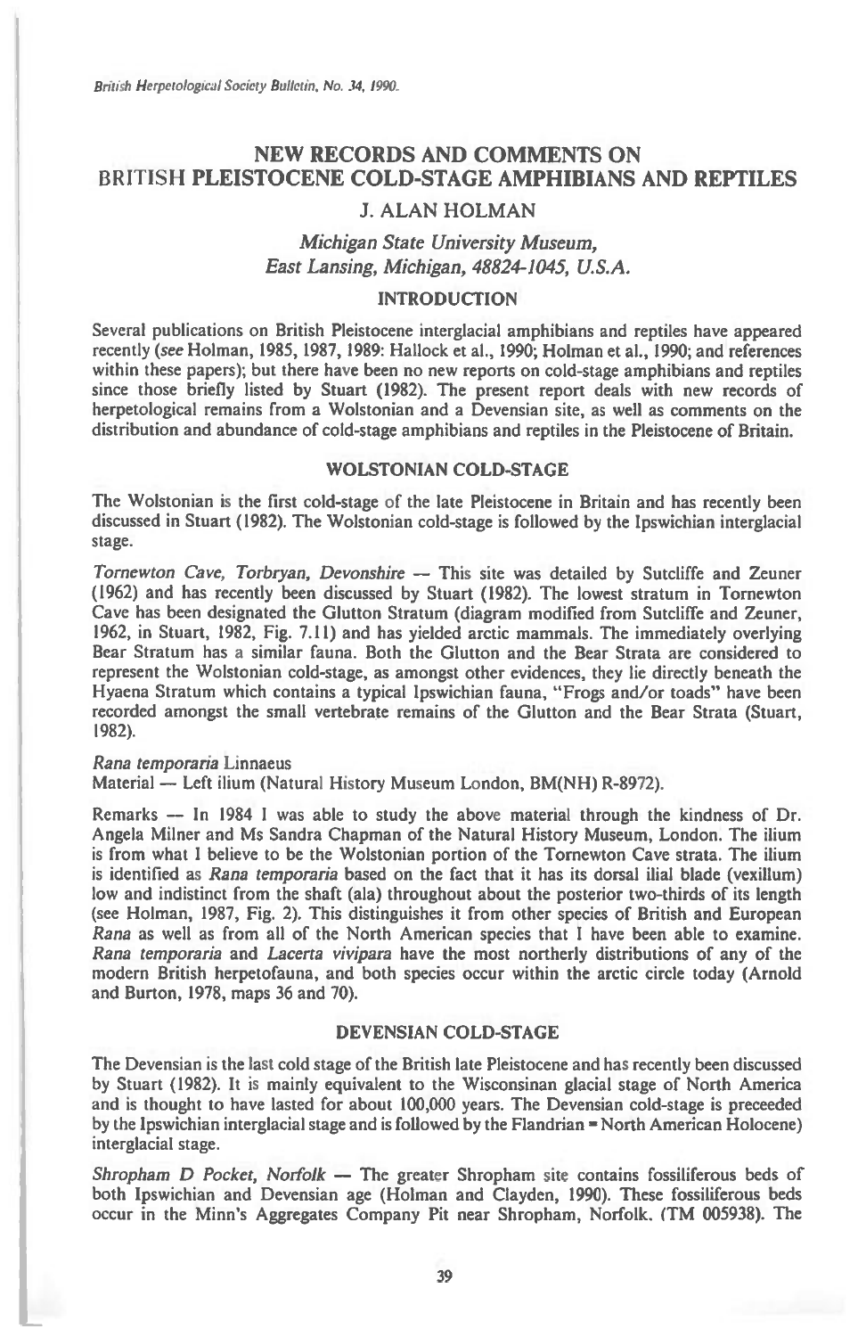# NEW RECORDS AND COMMENTS ON BRITISH PLEISTOCENE COLD-STAGE AMPHIBIANS AND REPTILES

## J. ALAN HOLMAN

*Michigan State University Museum, East Lansing, Michigan, 48824-1045, U.S.A.*

## INTRODUCTION

Several publications on British Pleistocene interglacial amphibians and reptiles have appeared recently (*see* Holman, 1985, 1987, 1989: Hallock et al., 1990; Holman et al., 1990; and references within these papers); but there have been no new reports on cold-stage amphibians and reptiles since those briefly listed by Stuart (1982). The present report deals with new records of herpetological remains from a Wolstonian and a Devensian site, as well as comments on the distribution and abundance of cold-stage amphibians and reptiles in the Pleistocene of Britain.

## WOLSTONIAN COLD-STAGE

The Wolstonian is the first cold-stage of the late Pleistocene in Britain and has recently been discussed in Stuart (1982). The Wolstonian cold-stage is followed by the Ipswichian interglacial stage.

*Tornewton Cave, Torbryan, Devonshire* — This site was detailed by Sutcliffe and Zeuner (1962) and has recently been discussed by Stuart (1982). The lowest stratum in Tornewton Cave has been designated the Glutton Stratum (diagram modified from Sutcliffe and Zeuner, 1962, in Stuart, 1982, Fig. 7.11) and has yielded arctic mammals. The immediately overlying Bear Stratum has a similar fauna. Both the Glutton and the Bear Strata are considered to represent the Wolstonian cold-stage, as amongst other evidences, they lie directly beneath the Hyaena Stratum which contains a typical Ipswichian fauna, "Frogs and/or toads" have been recorded amongst the small vertebrate remains of the Glutton and the Bear Strata (Stuart, 1982).

*Rana temporaria* Linnaeus
Material — Left ilium (Natural History Museum London, BM(NH) R-8972).

Remarks — In 1984 I was able to study the above material through the kindness of Dr. Angela Milner and Ms Sandra Chapman of the Natural History Museum, London. The ilium is from what I believe to be the Wolstonian portion of the Tornewton Cave strata. The ilium is identified as *Rana temporaria* based on the fact that it has its dorsal ilial blade (vexillum) low and indistinct from the shaft (ala) throughout about the posterior two-thirds of its length (see Holman, 1987, Fig. 2). This distinguishes it from other species of British and European *Rana* as well as from all of the North American species that I have been able to examine. *Rana temporaria* and *Lacerta vivipara* have the most northerly distributions of any of the modern British herpetofauna, and both species occur within the arctic circle today (Arnold and Burton, 1978, maps 36 and 70).

## DEVENSIAN COLD-STAGE

The Devensian is the last cold stage of the British late Pleistocene and has recently been discussed by Stuart (1982). It is mainly equivalent to the Wisconsinan glacial stage of North America and is thought to have lasted for about 100,000 years. The Devensian cold-stage is preceeded by the Ipswichian interglacial stage and is followed by the Flandrian = North American Holocene) interglacial stage.

*Shropham D Pocket, Norfolk* — The greater Shropham site contains fossiliferous beds of both Ipswichian and Devensian age (Holman and Clayden, 1990). These fossiliferous beds occur in the Minn's Aggregates Company Pit near Shropham, Norfolk. (TM 005938). The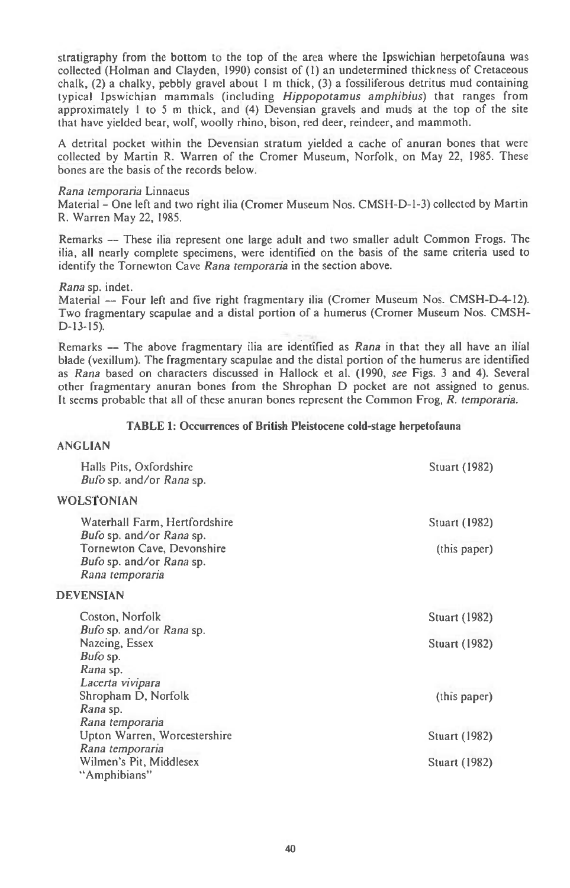stratigraphy from the bottom to the top of the area where the Ipswichian herpetofauna was collected (Holman and Clayden, 1990) consist of (1) an undetermined thickness of Cretaceous chalk, (2) a chalky, pebbly gravel about 1 m thick, (3) a fossiliferous detritus mud containing typical Ipswichian mammals (including *Hippopotamus amphibius*) that ranges from approximately 1 to 5 m thick, and (4) Devensian gravels and muds at the top of the site that have yielded bear, wolf, woolly rhino, bison, red deer, reindeer, and mammoth.

A detrital pocket within the Devensian stratum yielded a cache of anuran bones that were collected by Martin R. Warren of the Cromer Museum, Norfolk, on May 22, 1985. These bones are the basis of the records below.

*Rana temporaria* Linnaeus
Material – One left and two right ilia (Cromer Museum Nos. CMSH-D-1-3) collected by Martin R. Warren May 22, 1985.

Remarks — These ilia represent one large adult and two smaller adult Common Frogs. The ilia, all nearly complete specimens, were identified on the basis of the same criteria used to identify the Tornewton Cave *Rana temporaria* in the section above.

*Rana* sp. indet.
Material — Four left and five right fragmentary ilia (Cromer Museum Nos. CMSH-D-4-12). Two fragmentary scapulae and a distal portion of a humerus (Cromer Museum Nos. CMSH-D-13-15).

Remarks — The above fragmentary ilia are identified as *Rana* in that they all have an ilial blade (vexillum). The fragmentary scapulae and the distal portion of the humerus are identified as *Rana* based on characters discussed in Hallock et al. (1990, *see* Figs. 3 and 4). Several other fragmentary anuran bones from the Shrophan D pocket are not assigned to genus. It seems probable that all of these anuran bones represent the Common Frog, *R. temporaria*.

**TABLE 1: Occurrences of British Pleistocene cold-stage herpetofauna**

| Site / Taxa | Reference |
|---|---|
| **ANGLIAN** | |
| Halls Pits, Oxfordshire | Stuart (1982) |
| *Bufo* sp. and/or *Rana* sp. | |
| **WOLSTONIAN** | |
| Waterhall Farm, Hertfordshire | Stuart (1982) |
| *Bufo* sp. and/or *Rana* sp. | |
| Tornewton Cave, Devonshire | (this paper) |
| *Bufo* sp. and/or *Rana* sp. | |
| *Rana temporaria* | |
| **DEVENSIAN** | |
| Coston, Norfolk | Stuart (1982) |
| *Bufo* sp. and/or *Rana* sp. | |
| Nazeing, Essex | Stuart (1982) |
| *Bufo* sp. | |
| *Rana* sp. | |
| *Lacerta vivipara* | |
| Shropham D, Norfolk | (this paper) |
| *Rana* sp. | |
| *Rana temporaria* | |
| Upton Warren, Worcestershire | Stuart (1982) |
| *Rana temporaria* | |
| Wilmen's Pit, Middlesex | Stuart (1982) |
| "Amphibians" | |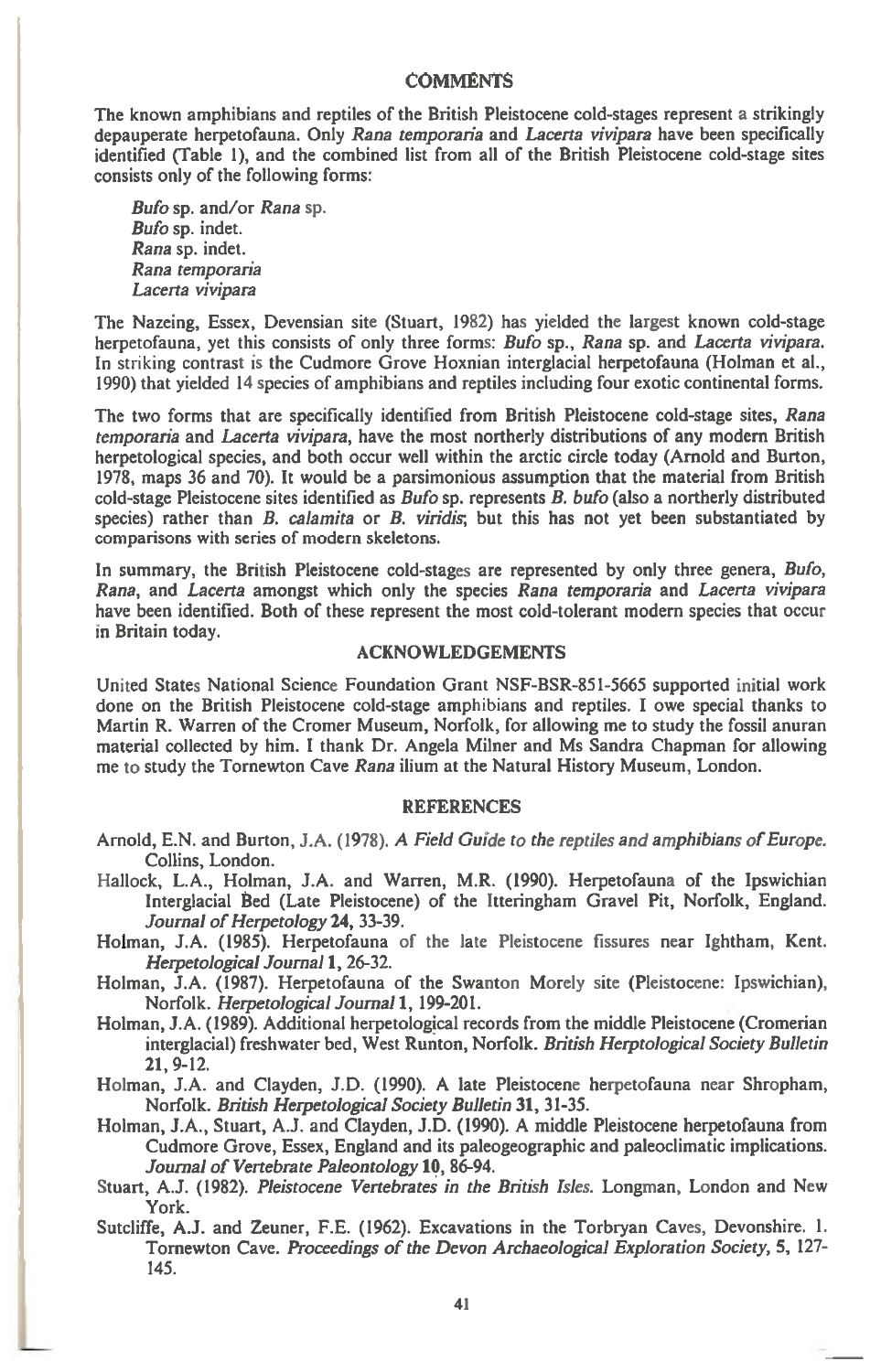## COMMENTS

The known amphibians and reptiles of the British Pleistocene cold-stages represent a strikingly depauperate herpetofauna. Only *Rana temporaria* and *Lacerta vivipara* have been specifically identified (Table 1), and the combined list from all of the British Pleistocene cold-stage sites consists only of the following forms:

*Bufo* sp. and/or *Rana* sp.
*Bufo* sp. indet.
*Rana* sp. indet.
*Rana temporaria*
*Lacerta vivipara*

The Nazeing, Essex, Devensian site (Stuart, 1982) has yielded the largest known cold-stage herpetofauna, yet this consists of only three forms: *Bufo* sp., *Rana* sp. and *Lacerta vivipara*. In striking contrast is the Cudmore Grove Hoxnian interglacial herpetofauna (Holman et al., 1990) that yielded 14 species of amphibians and reptiles including four exotic continental forms.

The two forms that are specifically identified from British Pleistocene cold-stage sites, *Rana temporaria* and *Lacerta vivipara*, have the most northerly distributions of any modern British herpetological species, and both occur well within the arctic circle today (Arnold and Burton, 1978, maps 36 and 70). It would be a parsimonious assumption that the material from British cold-stage Pleistocene sites identified as *Bufo* sp. represents *B. bufo* (also a northerly distributed species) rather than *B. calamita* or *B. viridis*; but this has not yet been substantiated by comparisons with series of modern skeletons.

In summary, the British Pleistocene cold-stages are represented by only three genera, *Bufo*, *Rana*, and *Lacerta* amongst which only the species *Rana temporaria* and *Lacerta vivipara* have been identified. Both of these represent the most cold-tolerant modern species that occur in Britain today.

## ACKNOWLEDGEMENTS

United States National Science Foundation Grant NSF-BSR-851-5665 supported initial work done on the British Pleistocene cold-stage amphibians and reptiles. I owe special thanks to Martin R. Warren of the Cromer Museum, Norfolk, for allowing me to study the fossil anuran material collected by him. I thank Dr. Angela Milner and Ms Sandra Chapman for allowing me to study the Tornewton Cave *Rana* ilium at the Natural History Museum, London.

## REFERENCES

Arnold, E.N. and Burton, J.A. (1978). *A Field Guide to the reptiles and amphibians of Europe.* Collins, London.

Hallock, L.A., Holman, J.A. and Warren, M.R. (1990). Herpetofauna of the Ipswichian Interglacial Bed (Late Pleistocene) of the Itteringham Gravel Pit, Norfolk, England. *Journal of Herpetology* **24**, 33-39.

Holman, J.A. (1985). Herpetofauna of the late Pleistocene fissures near Ightham, Kent. *Herpetological Journal* **1**, 26-32.

Holman, J.A. (1987). Herpetofauna of the Swanton Morely site (Pleistocene: Ipswichian), Norfolk. *Herpetological Journal* **1**, 199-201.

Holman, J.A. (1989). Additional herpetological records from the middle Pleistocene (Cromerian interglacial) freshwater bed, West Runton, Norfolk. *British Herptological Society Bulletin* **21**, 9-12.

Holman, J.A. and Clayden, J.D. (1990). A late Pleistocene herpetofauna near Shropham, Norfolk. *British Herpetological Society Bulletin* **31**, 31-35.

Holman, J.A., Stuart, A.J. and Clayden, J.D. (1990). A middle Pleistocene herpetofauna from Cudmore Grove, Essex, England and its paleogeographic and paleoclimatic implications. *Journal of Vertebrate Paleontology* **10**, 86-94.

Stuart, A.J. (1982). *Pleistocene Vertebrates in the British Isles.* Longman, London and New York.

Sutcliffe, A.J. and Zeuner, F.E. (1962). Excavations in the Torbryan Caves, Devonshire. 1. Tornewton Cave. *Proceedings of the Devon Archaeological Exploration Society*, **5**, 127-145.